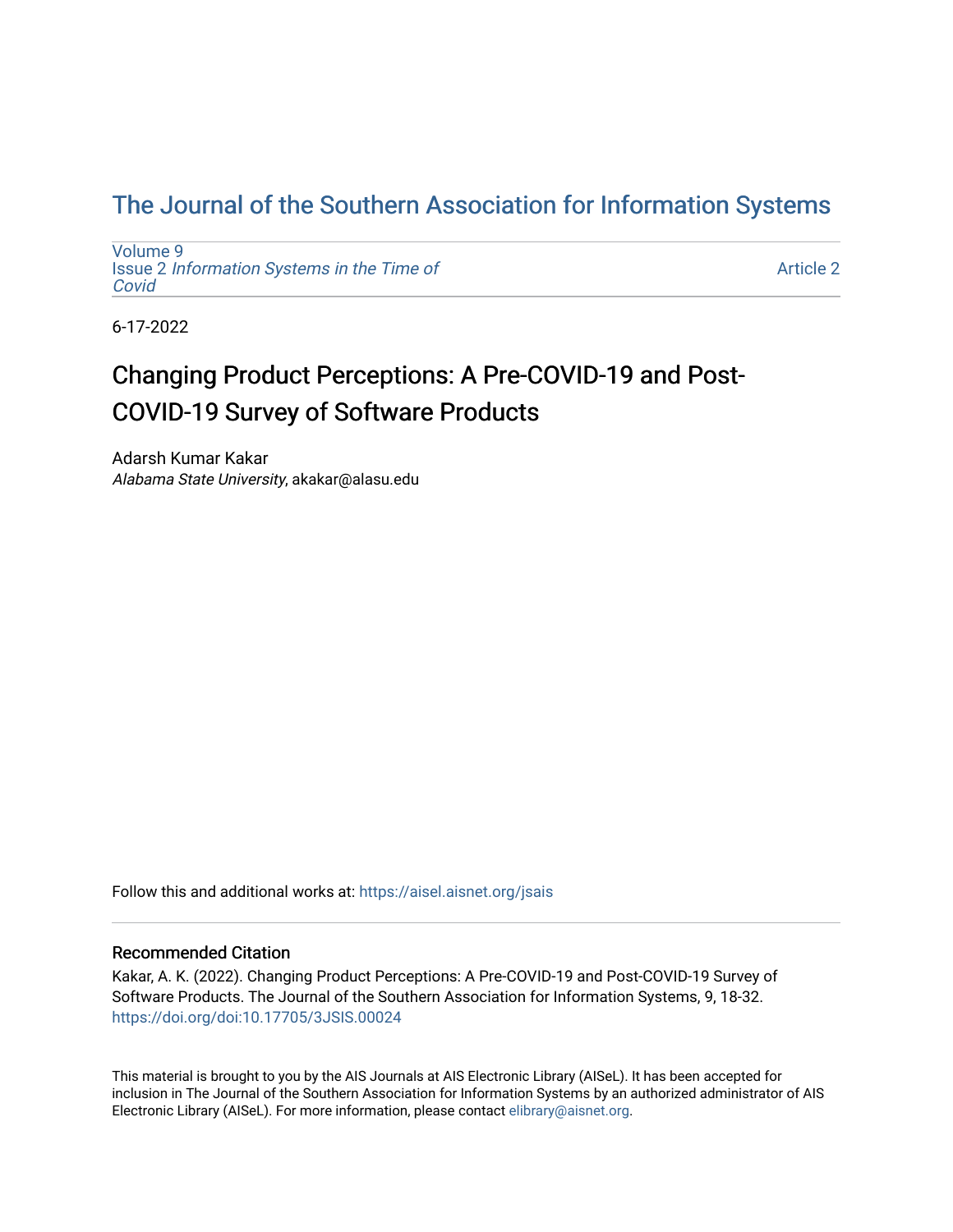# The Journal of the Southern Association for Information Systems

Volume 9
Issue 2 *Information Systems in the Time of Covid*

Article 2

6-17-2022

## Changing Product Perceptions: A Pre-COVID-19 and Post-COVID-19 Survey of Software Products

Adarsh Kumar Kakar
*Alabama State University*, akakar@alasu.edu

Follow this and additional works at: https://aisel.aisnet.org/jsais

### Recommended Citation

Kakar, A. K. (2022). Changing Product Perceptions: A Pre-COVID-19 and Post-COVID-19 Survey of Software Products. The Journal of the Southern Association for Information Systems, 9, 18-32. https://doi.org/doi:10.17705/3JSIS.00024

This material is brought to you by the AIS Journals at AIS Electronic Library (AISeL). It has been accepted for inclusion in The Journal of the Southern Association for Information Systems by an authorized administrator of AIS Electronic Library (AISeL). For more information, please contact elibrary@aisnet.org.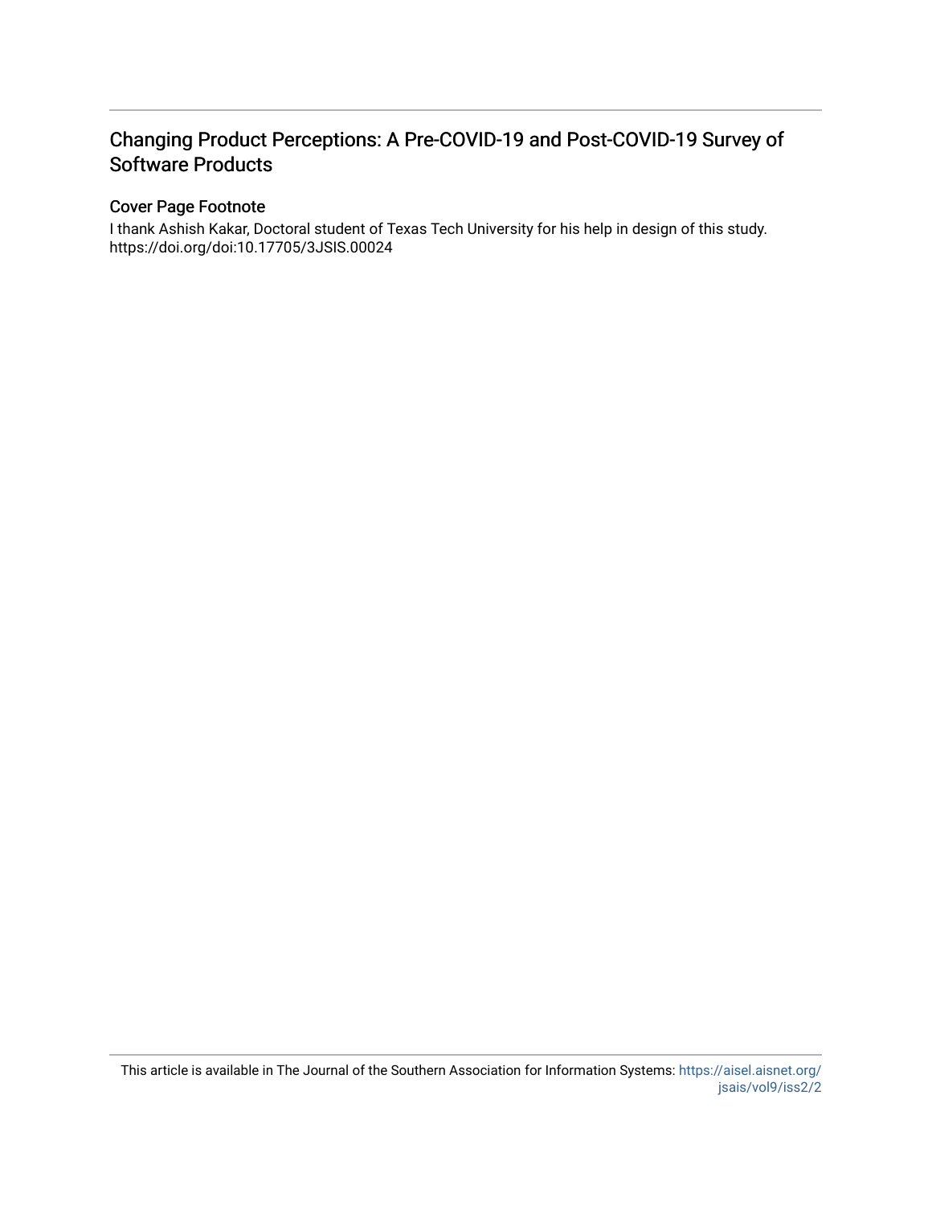# Changing Product Perceptions: A Pre-COVID-19 and Post-COVID-19 Survey of Software Products

## Cover Page Footnote

I thank Ashish Kakar, Doctoral student of Texas Tech University for his help in design of this study. https://doi.org/doi:10.17705/3JSIS.00024

This article is available in The Journal of the Southern Association for Information Systems: https://aisel.aisnet.org/jsais/vol9/iss2/2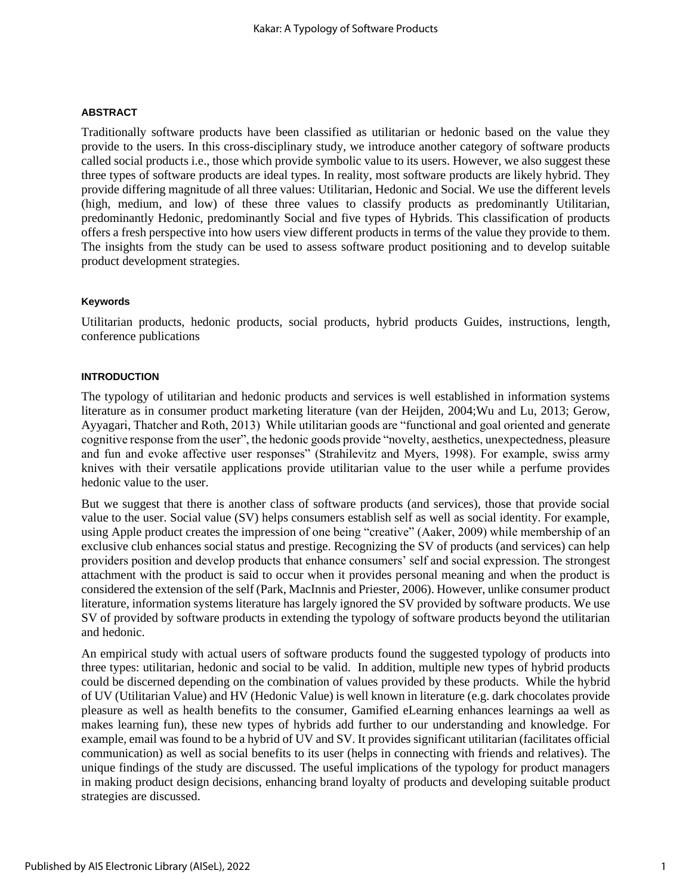### ABSTRACT

Traditionally software products have been classified as utilitarian or hedonic based on the value they provide to the users. In this cross-disciplinary study, we introduce another category of software products called social products i.e., those which provide symbolic value to its users. However, we also suggest these three types of software products are ideal types. In reality, most software products are likely hybrid. They provide differing magnitude of all three values: Utilitarian, Hedonic and Social. We use the different levels (high, medium, and low) of these three values to classify products as predominantly Utilitarian, predominantly Hedonic, predominantly Social and five types of Hybrids. This classification of products offers a fresh perspective into how users view different products in terms of the value they provide to them. The insights from the study can be used to assess software product positioning and to develop suitable product development strategies.

### Keywords

Utilitarian products, hedonic products, social products, hybrid products Guides, instructions, length, conference publications

### INTRODUCTION

The typology of utilitarian and hedonic products and services is well established in information systems literature as in consumer product marketing literature (van der Heijden, 2004;Wu and Lu, 2013; Gerow, Ayyagari, Thatcher and Roth, 2013) While utilitarian goods are "functional and goal oriented and generate cognitive response from the user", the hedonic goods provide "novelty, aesthetics, unexpectedness, pleasure and fun and evoke affective user responses" (Strahilevitz and Myers, 1998). For example, swiss army knives with their versatile applications provide utilitarian value to the user while a perfume provides hedonic value to the user.

But we suggest that there is another class of software products (and services), those that provide social value to the user. Social value (SV) helps consumers establish self as well as social identity. For example, using Apple product creates the impression of one being "creative" (Aaker, 2009) while membership of an exclusive club enhances social status and prestige. Recognizing the SV of products (and services) can help providers position and develop products that enhance consumers' self and social expression. The strongest attachment with the product is said to occur when it provides personal meaning and when the product is considered the extension of the self (Park, MacInnis and Priester, 2006). However, unlike consumer product literature, information systems literature has largely ignored the SV provided by software products. We use SV of provided by software products in extending the typology of software products beyond the utilitarian and hedonic.

An empirical study with actual users of software products found the suggested typology of products into three types: utilitarian, hedonic and social to be valid. In addition, multiple new types of hybrid products could be discerned depending on the combination of values provided by these products. While the hybrid of UV (Utilitarian Value) and HV (Hedonic Value) is well known in literature (e.g. dark chocolates provide pleasure as well as health benefits to the consumer, Gamified eLearning enhances learnings aa well as makes learning fun), these new types of hybrids add further to our understanding and knowledge. For example, email was found to be a hybrid of UV and SV. It provides significant utilitarian (facilitates official communication) as well as social benefits to its user (helps in connecting with friends and relatives). The unique findings of the study are discussed. The useful implications of the typology for product managers in making product design decisions, enhancing brand loyalty of products and developing suitable product strategies are discussed.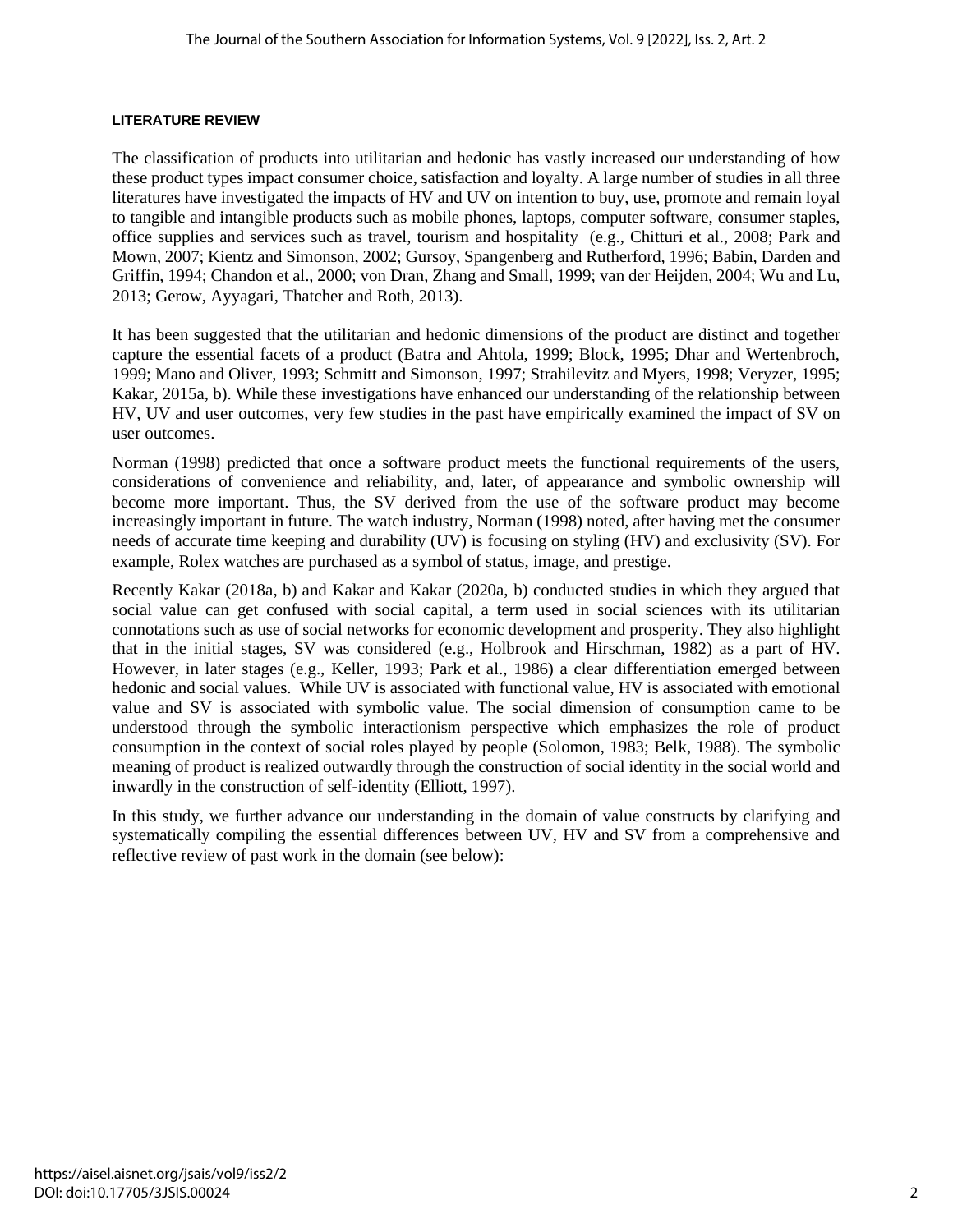## LITERATURE REVIEW

The classification of products into utilitarian and hedonic has vastly increased our understanding of how these product types impact consumer choice, satisfaction and loyalty. A large number of studies in all three literatures have investigated the impacts of HV and UV on intention to buy, use, promote and remain loyal to tangible and intangible products such as mobile phones, laptops, computer software, consumer staples, office supplies and services such as travel, tourism and hospitality (e.g., Chitturi et al., 2008; Park and Mown, 2007; Kientz and Simonson, 2002; Gursoy, Spangenberg and Rutherford, 1996; Babin, Darden and Griffin, 1994; Chandon et al., 2000; von Dran, Zhang and Small, 1999; van der Heijden, 2004; Wu and Lu, 2013; Gerow, Ayyagari, Thatcher and Roth, 2013).

It has been suggested that the utilitarian and hedonic dimensions of the product are distinct and together capture the essential facets of a product (Batra and Ahtola, 1999; Block, 1995; Dhar and Wertenbroch, 1999; Mano and Oliver, 1993; Schmitt and Simonson, 1997; Strahilevitz and Myers, 1998; Veryzer, 1995; Kakar, 2015a, b). While these investigations have enhanced our understanding of the relationship between HV, UV and user outcomes, very few studies in the past have empirically examined the impact of SV on user outcomes.

Norman (1998) predicted that once a software product meets the functional requirements of the users, considerations of convenience and reliability, and, later, of appearance and symbolic ownership will become more important. Thus, the SV derived from the use of the software product may become increasingly important in future. The watch industry, Norman (1998) noted, after having met the consumer needs of accurate time keeping and durability (UV) is focusing on styling (HV) and exclusivity (SV). For example, Rolex watches are purchased as a symbol of status, image, and prestige.

Recently Kakar (2018a, b) and Kakar and Kakar (2020a, b) conducted studies in which they argued that social value can get confused with social capital, a term used in social sciences with its utilitarian connotations such as use of social networks for economic development and prosperity. They also highlight that in the initial stages, SV was considered (e.g., Holbrook and Hirschman, 1982) as a part of HV. However, in later stages (e.g., Keller, 1993; Park et al., 1986) a clear differentiation emerged between hedonic and social values. While UV is associated with functional value, HV is associated with emotional value and SV is associated with symbolic value. The social dimension of consumption came to be understood through the symbolic interactionism perspective which emphasizes the role of product consumption in the context of social roles played by people (Solomon, 1983; Belk, 1988). The symbolic meaning of product is realized outwardly through the construction of social identity in the social world and inwardly in the construction of self-identity (Elliott, 1997).

In this study, we further advance our understanding in the domain of value constructs by clarifying and systematically compiling the essential differences between UV, HV and SV from a comprehensive and reflective review of past work in the domain (see below):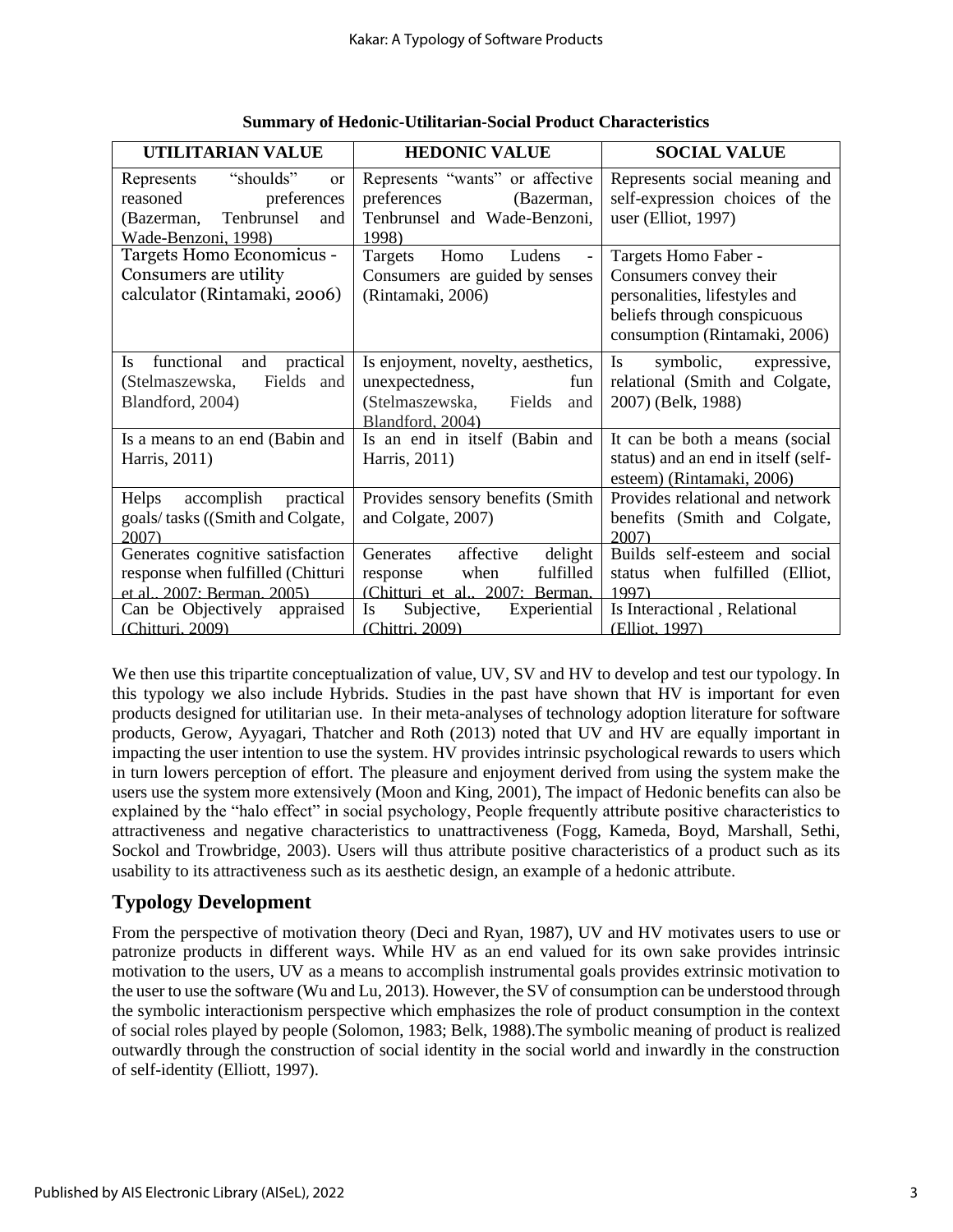**Summary of Hedonic-Utilitarian-Social Product Characteristics**

| UTILITARIAN VALUE | HEDONIC VALUE | SOCIAL VALUE |
|---|---|---|
| Represents "shoulds" or reasoned preferences (Bazerman, Tenbrunsel and Wade-Benzoni, 1998) | Represents "wants" or affective preferences (Bazerman, Tenbrunsel and Wade-Benzoni, 1998) | Represents social meaning and self-expression choices of the user (Elliot, 1997) |
| Targets Homo Economicus - Consumers are utility calculator (Rintamaki, 2006) | Targets Homo Ludens - Consumers are guided by senses (Rintamaki, 2006) | Targets Homo Faber - Consumers convey their personalities, lifestyles and beliefs through conspicuous consumption (Rintamaki, 2006) |
| Is functional and practical (Stelmaszewska, Fields and Blandford, 2004) | Is enjoyment, novelty, aesthetics, unexpectedness, fun (Stelmaszewska, Fields and Blandford, 2004) | Is symbolic, expressive, relational (Smith and Colgate, 2007) (Belk, 1988) |
| Is a means to an end (Babin and Harris, 2011) | Is an end in itself (Babin and Harris, 2011) | It can be both a means (social status) and an end in itself (self-esteem) (Rintamaki, 2006) |
| Helps accomplish practical goals/ tasks ((Smith and Colgate, 2007) | Provides sensory benefits (Smith and Colgate, 2007) | Provides relational and network benefits (Smith and Colgate, 2007) |
| Generates cognitive satisfaction response when fulfilled (Chitturi et al., 2007; Berman, 2005) | Generates affective delight response when fulfilled (Chitturi et al., 2007; Berman, | Builds self-esteem and social status when fulfilled (Elliot, 1997) |
| Can be Objectively appraised (Chitturi, 2009) | Is Subjective, Experiential (Chittri, 2009) | Is Interactional , Relational (Elliot, 1997) |

We then use this tripartite conceptualization of value, UV, SV and HV to develop and test our typology. In this typology we also include Hybrids. Studies in the past have shown that HV is important for even products designed for utilitarian use. In their meta-analyses of technology adoption literature for software products, Gerow, Ayyagari, Thatcher and Roth (2013) noted that UV and HV are equally important in impacting the user intention to use the system. HV provides intrinsic psychological rewards to users which in turn lowers perception of effort. The pleasure and enjoyment derived from using the system make the users use the system more extensively (Moon and King, 2001), The impact of Hedonic benefits can also be explained by the "halo effect" in social psychology, People frequently attribute positive characteristics to attractiveness and negative characteristics to unattractiveness (Fogg, Kameda, Boyd, Marshall, Sethi, Sockol and Trowbridge, 2003). Users will thus attribute positive characteristics of a product such as its usability to its attractiveness such as its aesthetic design, an example of a hedonic attribute.

## Typology Development

From the perspective of motivation theory (Deci and Ryan, 1987), UV and HV motivates users to use or patronize products in different ways. While HV as an end valued for its own sake provides intrinsic motivation to the users, UV as a means to accomplish instrumental goals provides extrinsic motivation to the user to use the software (Wu and Lu, 2013). However, the SV of consumption can be understood through the symbolic interactionism perspective which emphasizes the role of product consumption in the context of social roles played by people (Solomon, 1983; Belk, 1988).The symbolic meaning of product is realized outwardly through the construction of social identity in the social world and inwardly in the construction of self-identity (Elliott, 1997).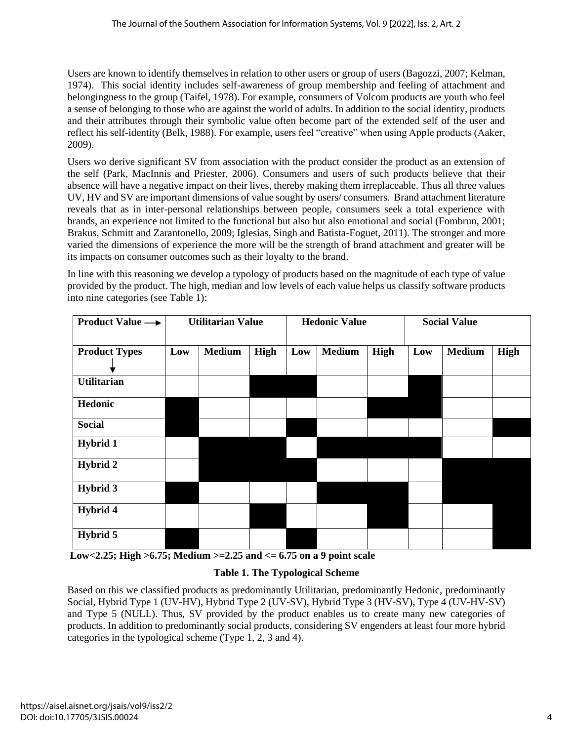Users are known to identify themselves in relation to other users or group of users (Bagozzi, 2007; Kelman, 1974). This social identity includes self-awareness of group membership and feeling of attachment and belongingness to the group (Taifel, 1978). For example, consumers of Volcom products are youth who feel a sense of belonging to those who are against the world of adults. In addition to the social identity, products and their attributes through their symbolic value often become part of the extended self of the user and reflect his self-identity (Belk, 1988). For example, users feel "creative" when using Apple products (Aaker, 2009).

Users wo derive significant SV from association with the product consider the product as an extension of the self (Park, MacInnis and Priester, 2006). Consumers and users of such products believe that their absence will have a negative impact on their lives, thereby making them irreplaceable. Thus all three values UV, HV and SV are important dimensions of value sought by users/ consumers. Brand attachment literature reveals that as in inter-personal relationships between people, consumers seek a total experience with brands, an experience not limited to the functional but also but also emotional and social (Fombrun, 2001; Brakus, Schmitt and Zarantonello, 2009; Iglesias, Singh and Batista-Foguet, 2011). The stronger and more varied the dimensions of experience the more will be the strength of brand attachment and greater will be its impacts on consumer outcomes such as their loyalty to the brand.

In line with this reasoning we develop a typology of products based on the magnitude of each type of value provided by the product. The high, median and low levels of each value helps us classify software products into nine categories (see Table 1):

| Product Value → | Utilitarian Value | | | Hedonic Value | | | Social Value | | |
|---|---|---|---|---|---|---|---|---|---|
| **Product Types ↓** | **Low** | **Medium** | **High** | **Low** | **Medium** | **High** | **Low** | **Medium** | **High** |
| **Utilitarian** | | | ■ | ■ | | | ■ | | |
| **Hedonic** | ■ | | | | | ■ | ■ | | |
| **Social** | ■ | | | ■ | | | | | ■ |
| **Hybrid 1** | | ■ | ■ | | ■ | ■ | ■ | | |
| **Hybrid 2** | | ■ | ■ | ■ | | | | ■ | ■ |
| **Hybrid 3** | ■ | | | | ■ | ■ | | ■ | ■ |
| **Hybrid 4** | | | ■ | | | ■ | | | ■ |
| **Hybrid 5** | ■ | | | ■ | | | | | ■ |

**Low<2.25; High >6.75; Medium >=2.25 and <= 6.75 on a 9 point scale**

**Table 1. The Typological Scheme**

Based on this we classified products as predominantly Utilitarian, predominantly Hedonic, predominantly Social, Hybrid Type 1 (UV-HV), Hybrid Type 2 (UV-SV), Hybrid Type 3 (HV-SV), Type 4 (UV-HV-SV) and Type 5 (NULL). Thus, SV provided by the product enables us to create many new categories of products. In addition to predominantly social products, considering SV engenders at least four more hybrid categories in the typological scheme (Type 1, 2, 3 and 4).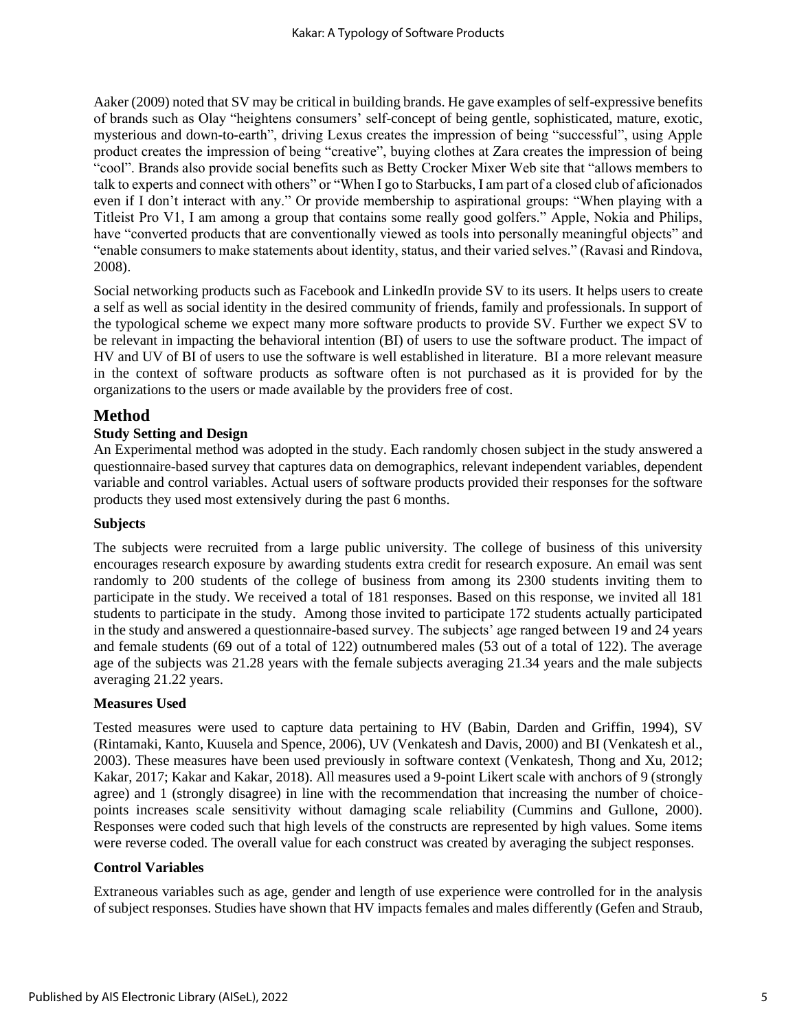Aaker (2009) noted that SV may be critical in building brands. He gave examples of self-expressive benefits of brands such as Olay "heightens consumers' self-concept of being gentle, sophisticated, mature, exotic, mysterious and down-to-earth", driving Lexus creates the impression of being "successful", using Apple product creates the impression of being "creative", buying clothes at Zara creates the impression of being "cool". Brands also provide social benefits such as Betty Crocker Mixer Web site that "allows members to talk to experts and connect with others" or "When I go to Starbucks, I am part of a closed club of aficionados even if I don't interact with any." Or provide membership to aspirational groups: "When playing with a Titleist Pro V1, I am among a group that contains some really good golfers." Apple, Nokia and Philips, have "converted products that are conventionally viewed as tools into personally meaningful objects" and "enable consumers to make statements about identity, status, and their varied selves." (Ravasi and Rindova, 2008).

Social networking products such as Facebook and LinkedIn provide SV to its users. It helps users to create a self as well as social identity in the desired community of friends, family and professionals. In support of the typological scheme we expect many more software products to provide SV. Further we expect SV to be relevant in impacting the behavioral intention (BI) of users to use the software product. The impact of HV and UV of BI of users to use the software is well established in literature. BI a more relevant measure in the context of software products as software often is not purchased as it is provided for by the organizations to the users or made available by the providers free of cost.

# Method

### Study Setting and Design

An Experimental method was adopted in the study. Each randomly chosen subject in the study answered a questionnaire-based survey that captures data on demographics, relevant independent variables, dependent variable and control variables. Actual users of software products provided their responses for the software products they used most extensively during the past 6 months.

### Subjects

The subjects were recruited from a large public university. The college of business of this university encourages research exposure by awarding students extra credit for research exposure. An email was sent randomly to 200 students of the college of business from among its 2300 students inviting them to participate in the study. We received a total of 181 responses. Based on this response, we invited all 181 students to participate in the study. Among those invited to participate 172 students actually participated in the study and answered a questionnaire-based survey. The subjects' age ranged between 19 and 24 years and female students (69 out of a total of 122) outnumbered males (53 out of a total of 122). The average age of the subjects was 21.28 years with the female subjects averaging 21.34 years and the male subjects averaging 21.22 years.

### Measures Used

Tested measures were used to capture data pertaining to HV (Babin, Darden and Griffin, 1994), SV (Rintamaki, Kanto, Kuusela and Spence, 2006), UV (Venkatesh and Davis, 2000) and BI (Venkatesh et al., 2003). These measures have been used previously in software context (Venkatesh, Thong and Xu, 2012; Kakar, 2017; Kakar and Kakar, 2018). All measures used a 9-point Likert scale with anchors of 9 (strongly agree) and 1 (strongly disagree) in line with the recommendation that increasing the number of choice-points increases scale sensitivity without damaging scale reliability (Cummins and Gullone, 2000). Responses were coded such that high levels of the constructs are represented by high values. Some items were reverse coded. The overall value for each construct was created by averaging the subject responses.

### Control Variables

Extraneous variables such as age, gender and length of use experience were controlled for in the analysis of subject responses. Studies have shown that HV impacts females and males differently (Gefen and Straub,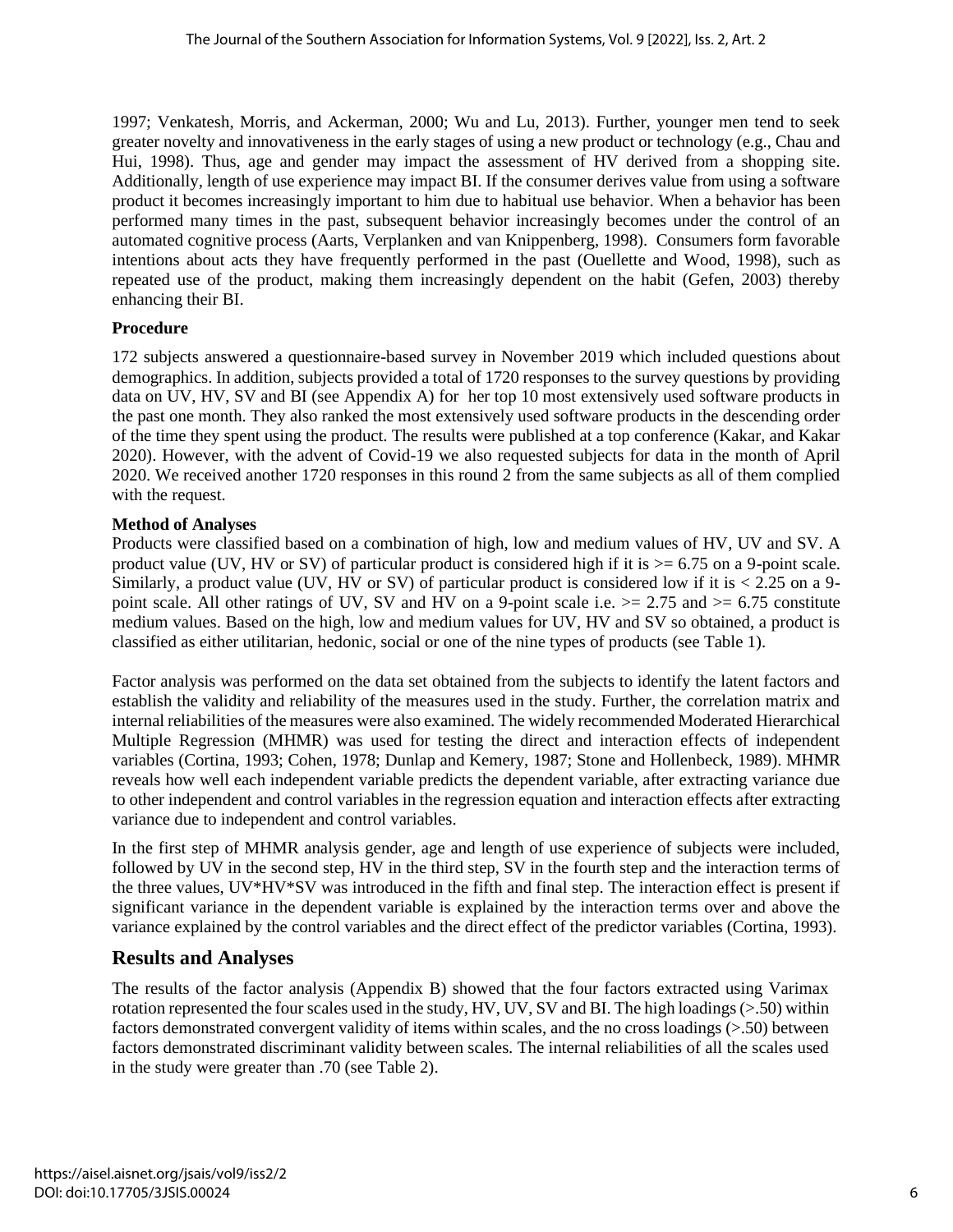1997; Venkatesh, Morris, and Ackerman, 2000; Wu and Lu, 2013). Further, younger men tend to seek greater novelty and innovativeness in the early stages of using a new product or technology (e.g., Chau and Hui, 1998). Thus, age and gender may impact the assessment of HV derived from a shopping site. Additionally, length of use experience may impact BI. If the consumer derives value from using a software product it becomes increasingly important to him due to habitual use behavior. When a behavior has been performed many times in the past, subsequent behavior increasingly becomes under the control of an automated cognitive process (Aarts, Verplanken and van Knippenberg, 1998). Consumers form favorable intentions about acts they have frequently performed in the past (Ouellette and Wood, 1998), such as repeated use of the product, making them increasingly dependent on the habit (Gefen, 2003) thereby enhancing their BI.

**Procedure**

172 subjects answered a questionnaire-based survey in November 2019 which included questions about demographics. In addition, subjects provided a total of 1720 responses to the survey questions by providing data on UV, HV, SV and BI (see Appendix A) for her top 10 most extensively used software products in the past one month. They also ranked the most extensively used software products in the descending order of the time they spent using the product. The results were published at a top conference (Kakar, and Kakar 2020). However, with the advent of Covid-19 we also requested subjects for data in the month of April 2020. We received another 1720 responses in this round 2 from the same subjects as all of them complied with the request.

**Method of Analyses**

Products were classified based on a combination of high, low and medium values of HV, UV and SV. A product value (UV, HV or SV) of particular product is considered high if it is >= 6.75 on a 9-point scale. Similarly, a product value (UV, HV or SV) of particular product is considered low if it is < 2.25 on a 9-point scale. All other ratings of UV, SV and HV on a 9-point scale i.e. >= 2.75 and >= 6.75 constitute medium values. Based on the high, low and medium values for UV, HV and SV so obtained, a product is classified as either utilitarian, hedonic, social or one of the nine types of products (see Table 1).

Factor analysis was performed on the data set obtained from the subjects to identify the latent factors and establish the validity and reliability of the measures used in the study. Further, the correlation matrix and internal reliabilities of the measures were also examined. The widely recommended Moderated Hierarchical Multiple Regression (MHMR) was used for testing the direct and interaction effects of independent variables (Cortina, 1993; Cohen, 1978; Dunlap and Kemery, 1987; Stone and Hollenbeck, 1989). MHMR reveals how well each independent variable predicts the dependent variable, after extracting variance due to other independent and control variables in the regression equation and interaction effects after extracting variance due to independent and control variables.

In the first step of MHMR analysis gender, age and length of use experience of subjects were included, followed by UV in the second step, HV in the third step, SV in the fourth step and the interaction terms of the three values, UV*HV*SV was introduced in the fifth and final step. The interaction effect is present if significant variance in the dependent variable is explained by the interaction terms over and above the variance explained by the control variables and the direct effect of the predictor variables (Cortina, 1993).

## Results and Analyses

The results of the factor analysis (Appendix B) showed that the four factors extracted using Varimax rotation represented the four scales used in the study, HV, UV, SV and BI. The high loadings (>.50) within factors demonstrated convergent validity of items within scales, and the no cross loadings (>.50) between factors demonstrated discriminant validity between scales. The internal reliabilities of all the scales used in the study were greater than .70 (see Table 2).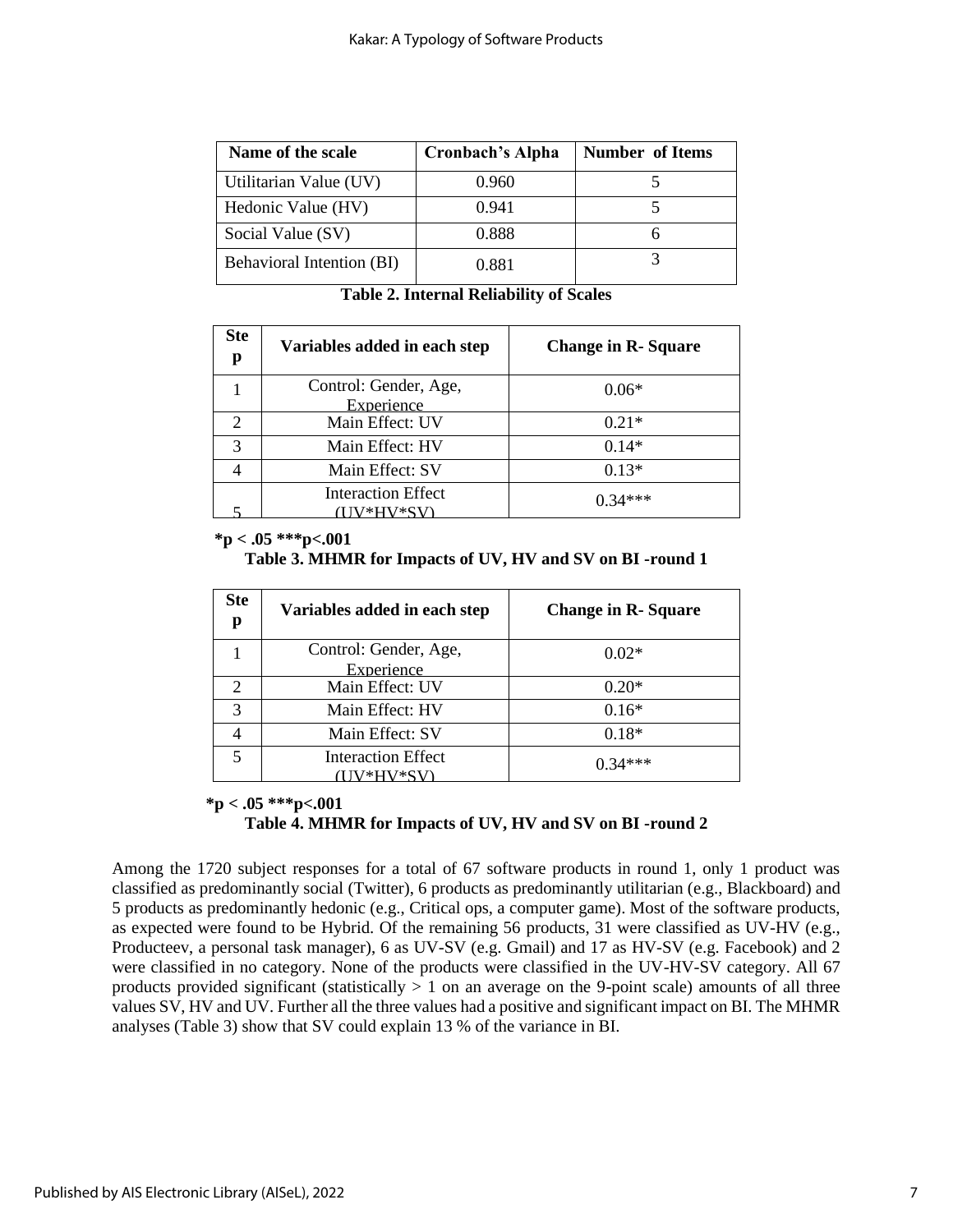| Name of the scale | Cronbach's Alpha | Number of Items |
| --- | --- | --- |
| Utilitarian Value (UV) | 0.960 | 5 |
| Hedonic Value (HV) | 0.941 | 5 |
| Social Value (SV) | 0.888 | 6 |
| Behavioral Intention (BI) | 0.881 | 3 |

**Table 2. Internal Reliability of Scales**

| Step | Variables added in each step | Change in R- Square |
| --- | --- | --- |
| 1 | Control: Gender, Age, Experience | 0.06* |
| 2 | Main Effect: UV | 0.21* |
| 3 | Main Effect: HV | 0.14* |
| 4 | Main Effect: SV | 0.13* |
| 5 | Interaction Effect (UV*HV*SV) | 0.34*** |

**\*p < .05 \*\*\*p<.001**

**Table 3. MHMR for Impacts of UV, HV and SV on BI -round 1**

| Step | Variables added in each step | Change in R- Square |
| --- | --- | --- |
| 1 | Control: Gender, Age, Experience | 0.02* |
| 2 | Main Effect: UV | 0.20* |
| 3 | Main Effect: HV | 0.16* |
| 4 | Main Effect: SV | 0.18* |
| 5 | Interaction Effect (UV*HV*SV) | 0.34*** |

**\*p < .05 \*\*\*p<.001**

**Table 4. MHMR for Impacts of UV, HV and SV on BI -round 2**

Among the 1720 subject responses for a total of 67 software products in round 1, only 1 product was classified as predominantly social (Twitter), 6 products as predominantly utilitarian (e.g., Blackboard) and 5 products as predominantly hedonic (e.g., Critical ops, a computer game). Most of the software products, as expected were found to be Hybrid. Of the remaining 56 products, 31 were classified as UV-HV (e.g., Producteev, a personal task manager), 6 as UV-SV (e.g. Gmail) and 17 as HV-SV (e.g. Facebook) and 2 were classified in no category. None of the products were classified in the UV-HV-SV category. All 67 products provided significant (statistically > 1 on an average on the 9-point scale) amounts of all three values SV, HV and UV. Further all the three values had a positive and significant impact on BI. The MHMR analyses (Table 3) show that SV could explain 13 % of the variance in BI.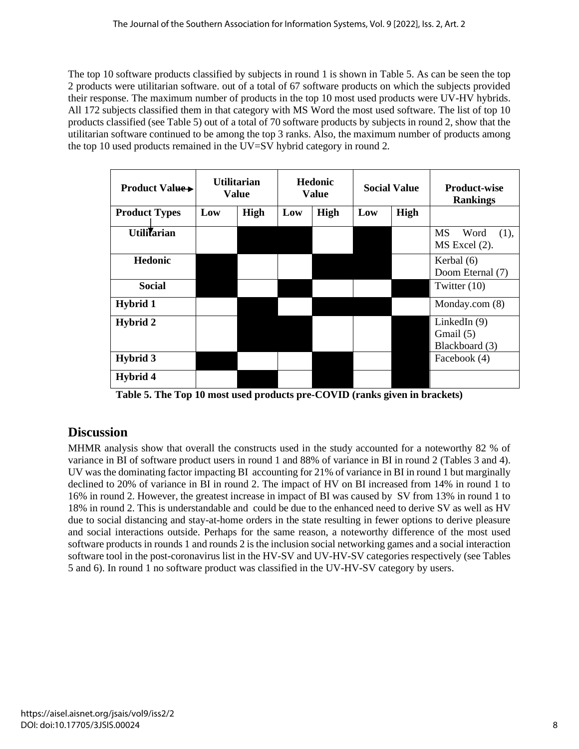The top 10 software products classified by subjects in round 1 is shown in Table 5. As can be seen the top 2 products were utilitarian software. out of a total of 67 software products on which the subjects provided their response. The maximum number of products in the top 10 most used products were UV-HV hybrids. All 172 subjects classified them in that category with MS Word the most used software. The list of top 10 products classified (see Table 5) out of a total of 70 software products by subjects in round 2, show that the utilitarian software continued to be among the top 3 ranks. Also, the maximum number of products among the top 10 used products remained in the UV=SV hybrid category in round 2.

| **Product Value →** | **Utilitarian Value** | | **Hedonic Value** | | **Social Value** | | **Product-wise Rankings** |
|---|---|---|---|---|---|---|---|
| **Product Types ↓** | **Low** | **High** | **Low** | **High** | **Low** | **High** | |
| **Utilitarian** | | ■ | ■ | | ■ | | MS Word (1), MS Excel (2). |
| **Hedonic** | ■ | | | ■ | ■ | | Kerbal (6) Doom Eternal (7) |
| **Social** | ■ | | ■ | | | ■ | Twitter (10) |
| **Hybrid 1** | | ■ | | ■ | ■ | | Monday.com (8) |
| **Hybrid 2** | | ■ | ■ | | | ■ | LinkedIn (9) Gmail (5) Blackboard (3) |
| **Hybrid 3** | ■ | | | ■ | | ■ | Facebook (4) |
| **Hybrid 4** | | ■ | | ■ | | ■ | |

**Table 5. The Top 10 most used products pre-COVID (ranks given in brackets)**

## Discussion

MHMR analysis show that overall the constructs used in the study accounted for a noteworthy 82 % of variance in BI of software product users in round 1 and 88% of variance in BI in round 2 (Tables 3 and 4). UV was the dominating factor impacting BI accounting for 21% of variance in BI in round 1 but marginally declined to 20% of variance in BI in round 2. The impact of HV on BI increased from 14% in round 1 to 16% in round 2. However, the greatest increase in impact of BI was caused by SV from 13% in round 1 to 18% in round 2. This is understandable and could be due to the enhanced need to derive SV as well as HV due to social distancing and stay-at-home orders in the state resulting in fewer options to derive pleasure and social interactions outside. Perhaps for the same reason, a noteworthy difference of the most used software products in rounds 1 and rounds 2 is the inclusion social networking games and a social interaction software tool in the post-coronavirus list in the HV-SV and UV-HV-SV categories respectively (see Tables 5 and 6). In round 1 no software product was classified in the UV-HV-SV category by users.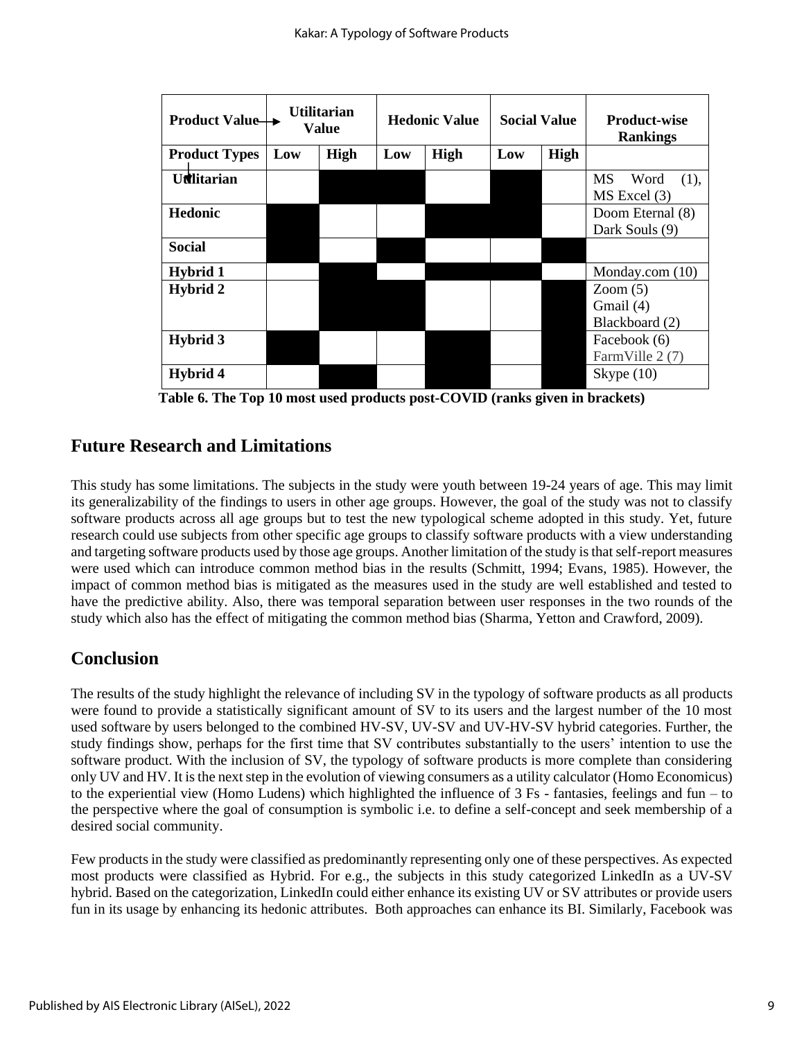| Product Value → | Utilitarian Value | | Hedonic Value | | Social Value | | Product-wise Rankings |
|---|---|---|---|---|---|---|---|
| **Product Types ↓** | **Low** | **High** | **Low** | **High** | **Low** | **High** | |
| **Utilitarian** | | ■ | ■ | | ■ | | MS Word (1), MS Excel (3) |
| **Hedonic** | ■ | | | ■ | ■ | | Doom Eternal (8) Dark Souls (9) |
| **Social** | ■ | | ■ | | | ■ | |
| **Hybrid 1** | | ■ | | ■ | ■ | | Monday.com (10) |
| **Hybrid 2** | | ■ | ■ | | | ■ | Zoom (5) Gmail (4) Blackboard (2) |
| **Hybrid 3** | ■ | | | ■ | | ■ | Facebook (6) FarmVille 2 (7) |
| **Hybrid 4** | | ■ | | ■ | | ■ | Skype (10) |

**Table 6. The Top 10 most used products post-COVID (ranks given in brackets)**

## Future Research and Limitations

This study has some limitations. The subjects in the study were youth between 19-24 years of age. This may limit its generalizability of the findings to users in other age groups. However, the goal of the study was not to classify software products across all age groups but to test the new typological scheme adopted in this study. Yet, future research could use subjects from other specific age groups to classify software products with a view understanding and targeting software products used by those age groups. Another limitation of the study is that self-report measures were used which can introduce common method bias in the results (Schmitt, 1994; Evans, 1985). However, the impact of common method bias is mitigated as the measures used in the study are well established and tested to have the predictive ability. Also, there was temporal separation between user responses in the two rounds of the study which also has the effect of mitigating the common method bias (Sharma, Yetton and Crawford, 2009).

## Conclusion

The results of the study highlight the relevance of including SV in the typology of software products as all products were found to provide a statistically significant amount of SV to its users and the largest number of the 10 most used software by users belonged to the combined HV-SV, UV-SV and UV-HV-SV hybrid categories. Further, the study findings show, perhaps for the first time that SV contributes substantially to the users' intention to use the software product. With the inclusion of SV, the typology of software products is more complete than considering only UV and HV. It is the next step in the evolution of viewing consumers as a utility calculator (Homo Economicus) to the experiential view (Homo Ludens) which highlighted the influence of 3 Fs - fantasies, feelings and fun – to the perspective where the goal of consumption is symbolic i.e. to define a self-concept and seek membership of a desired social community.

Few products in the study were classified as predominantly representing only one of these perspectives. As expected most products were classified as Hybrid. For e.g., the subjects in this study categorized LinkedIn as a UV-SV hybrid. Based on the categorization, LinkedIn could either enhance its existing UV or SV attributes or provide users fun in its usage by enhancing its hedonic attributes. Both approaches can enhance its BI. Similarly, Facebook was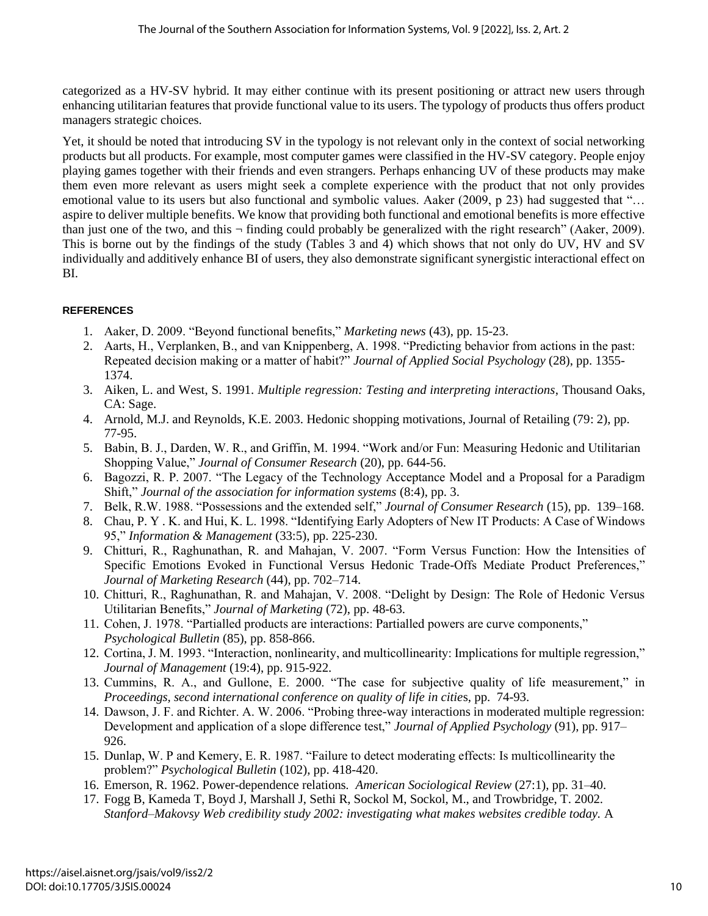categorized as a HV-SV hybrid. It may either continue with its present positioning or attract new users through enhancing utilitarian features that provide functional value to its users. The typology of products thus offers product managers strategic choices.

Yet, it should be noted that introducing SV in the typology is not relevant only in the context of social networking products but all products. For example, most computer games were classified in the HV-SV category. People enjoy playing games together with their friends and even strangers. Perhaps enhancing UV of these products may make them even more relevant as users might seek a complete experience with the product that not only provides emotional value to its users but also functional and symbolic values. Aaker (2009, p 23) had suggested that "… aspire to deliver multiple benefits. We know that providing both functional and emotional benefits is more effective than just one of the two, and this ¬ finding could probably be generalized with the right research" (Aaker, 2009). This is borne out by the findings of the study (Tables 3 and 4) which shows that not only do UV, HV and SV individually and additively enhance BI of users, they also demonstrate significant synergistic interactional effect on BI.

#### REFERENCES

1. Aaker, D. 2009. "Beyond functional benefits," *Marketing news* (43), pp. 15-23.
2. Aarts, H., Verplanken, B., and van Knippenberg, A. 1998. "Predicting behavior from actions in the past: Repeated decision making or a matter of habit?" *Journal of Applied Social Psychology* (28), pp. 1355-1374.
3. Aiken, L. and West, S. 1991. *Multiple regression: Testing and interpreting interactions*, Thousand Oaks, CA: Sage.
4. Arnold, M.J. and Reynolds, K.E. 2003. Hedonic shopping motivations, Journal of Retailing (79: 2), pp. 77-95.
5. Babin, B. J., Darden, W. R., and Griffin, M. 1994. "Work and/or Fun: Measuring Hedonic and Utilitarian Shopping Value," *Journal of Consumer Research* (20), pp. 644-56.
6. Bagozzi, R. P. 2007. "The Legacy of the Technology Acceptance Model and a Proposal for a Paradigm Shift," *Journal of the association for information systems* (8:4), pp. 3.
7. Belk, R.W. 1988. "Possessions and the extended self," *Journal of Consumer Research* (15), pp. 139–168.
8. Chau, P. Y . K. and Hui, K. L. 1998. "Identifying Early Adopters of New IT Products: A Case of Windows 95," *Information & Management* (33:5), pp. 225-230.
9. Chitturi, R., Raghunathan, R. and Mahajan, V. 2007. "Form Versus Function: How the Intensities of Specific Emotions Evoked in Functional Versus Hedonic Trade-Offs Mediate Product Preferences," *Journal of Marketing Research* (44), pp. 702–714.
10. Chitturi, R., Raghunathan, R. and Mahajan, V. 2008. "Delight by Design: The Role of Hedonic Versus Utilitarian Benefits," *Journal of Marketing* (72), pp. 48-63.
11. Cohen, J. 1978. "Partialled products are interactions: Partialled powers are curve components," *Psychological Bulletin* (85), pp. 858-866.
12. Cortina, J. M. 1993. "Interaction, nonlinearity, and multicollinearity: Implications for multiple regression," *Journal of Management* (19:4), pp. 915-922.
13. Cummins, R. A., and Gullone, E. 2000. "The case for subjective quality of life measurement," in *Proceedings, second international conference on quality of life in cities*, pp. 74-93.
14. Dawson, J. F. and Richter. A. W. 2006. "Probing three-way interactions in moderated multiple regression: Development and application of a slope difference test," *Journal of Applied Psychology* (91), pp. 917–926.
15. Dunlap, W. P and Kemery, E. R. 1987. "Failure to detect moderating effects: Is multicollinearity the problem?" *Psychological Bulletin* (102), pp. 418-420.
16. Emerson, R. 1962. Power-dependence relations. *American Sociological Review* (27:1), pp. 31–40.
17. Fogg B, Kameda T, Boyd J, Marshall J, Sethi R, Sockol M, Sockol, M., and Trowbridge, T. 2002. *Stanford–Makovsy Web credibility study 2002: investigating what makes websites credible today.* A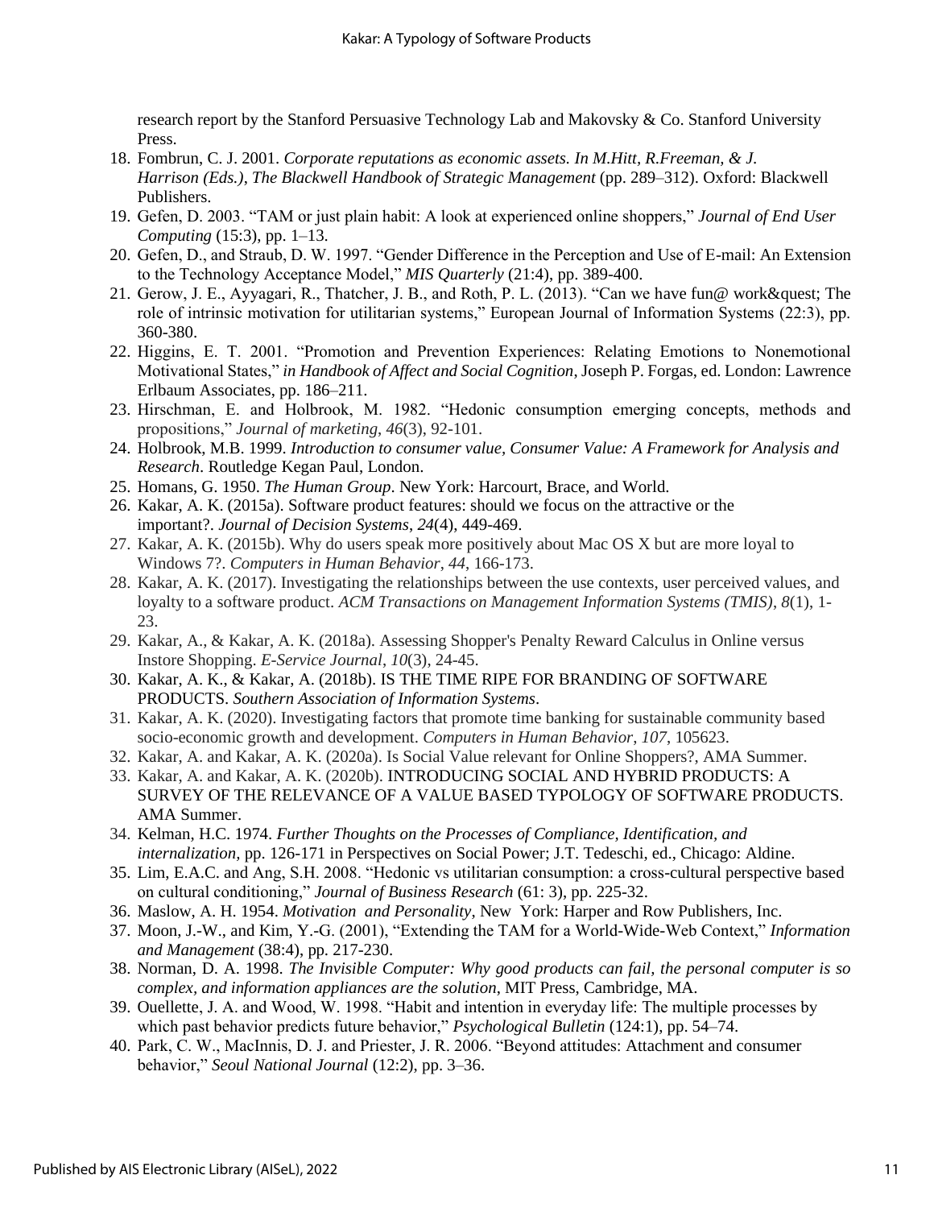research report by the Stanford Persuasive Technology Lab and Makovsky & Co. Stanford University Press.

18. Fombrun, C. J. 2001. *Corporate reputations as economic assets. In M.Hitt, R.Freeman, & J. Harrison (Eds.), The Blackwell Handbook of Strategic Management* (pp. 289–312). Oxford: Blackwell Publishers.
19. Gefen, D. 2003. "TAM or just plain habit: A look at experienced online shoppers," *Journal of End User Computing* (15:3), pp. 1–13.
20. Gefen, D., and Straub, D. W. 1997. "Gender Difference in the Perception and Use of E-mail: An Extension to the Technology Acceptance Model," *MIS Quarterly* (21:4), pp. 389-400.
21. Gerow, J. E., Ayyagari, R., Thatcher, J. B., and Roth, P. L. (2013). "Can we have fun@ work&quest; The role of intrinsic motivation for utilitarian systems," European Journal of Information Systems (22:3), pp. 360-380.
22. Higgins, E. T. 2001. "Promotion and Prevention Experiences: Relating Emotions to Nonemotional Motivational States," *in Handbook of Affect and Social Cognition*, Joseph P. Forgas, ed. London: Lawrence Erlbaum Associates, pp. 186–211.
23. Hirschman, E. and Holbrook, M. 1982. "Hedonic consumption emerging concepts, methods and propositions," *Journal of marketing*, *46*(3), 92-101.
24. Holbrook, M.B. 1999. *Introduction to consumer value, Consumer Value: A Framework for Analysis and Research*. Routledge Kegan Paul, London.
25. Homans, G. 1950. *The Human Group*. New York: Harcourt, Brace, and World.
26. Kakar, A. K. (2015a). Software product features: should we focus on the attractive or the important?. *Journal of Decision Systems*, *24*(4), 449-469.
27. Kakar, A. K. (2015b). Why do users speak more positively about Mac OS X but are more loyal to Windows 7?. *Computers in Human Behavior*, *44*, 166-173.
28. Kakar, A. K. (2017). Investigating the relationships between the use contexts, user perceived values, and loyalty to a software product. *ACM Transactions on Management Information Systems (TMIS)*, *8*(1), 1-23.
29. Kakar, A., & Kakar, A. K. (2018a). Assessing Shopper's Penalty Reward Calculus in Online versus Instore Shopping. *E-Service Journal*, *10*(3), 24-45.
30. Kakar, A. K., & Kakar, A. (2018b). IS THE TIME RIPE FOR BRANDING OF SOFTWARE PRODUCTS. *Southern Association of Information Systems*.
31. Kakar, A. K. (2020). Investigating factors that promote time banking for sustainable community based socio-economic growth and development. *Computers in Human Behavior*, *107*, 105623.
32. Kakar, A. and Kakar, A. K. (2020a). Is Social Value relevant for Online Shoppers?, AMA Summer.
33. Kakar, A. and Kakar, A. K. (2020b). INTRODUCING SOCIAL AND HYBRID PRODUCTS: A SURVEY OF THE RELEVANCE OF A VALUE BASED TYPOLOGY OF SOFTWARE PRODUCTS. AMA Summer.
34. Kelman, H.C. 1974. *Further Thoughts on the Processes of Compliance, Identification, and internalization,* pp. 126-171 in Perspectives on Social Power; J.T. Tedeschi, ed., Chicago: Aldine.
35. Lim, E.A.C. and Ang, S.H. 2008. "Hedonic vs utilitarian consumption: a cross-cultural perspective based on cultural conditioning," *Journal of Business Research* (61: 3), pp. 225-32.
36. Maslow, A. H. 1954. *Motivation and Personality*, New York: Harper and Row Publishers, Inc.
37. Moon, J.-W., and Kim, Y.-G. (2001), "Extending the TAM for a World-Wide-Web Context," *Information and Management* (38:4), pp. 217-230.
38. Norman, D. A. 1998. *The Invisible Computer: Why good products can fail, the personal computer is so complex, and information appliances are the solution*, MIT Press, Cambridge, MA.
39. Ouellette, J. A. and Wood, W. 1998. "Habit and intention in everyday life: The multiple processes by which past behavior predicts future behavior," *Psychological Bulletin* (124:1), pp. 54–74.
40. Park, C. W., MacInnis, D. J. and Priester, J. R. 2006. "Beyond attitudes: Attachment and consumer behavior," *Seoul National Journal* (12:2), pp. 3–36.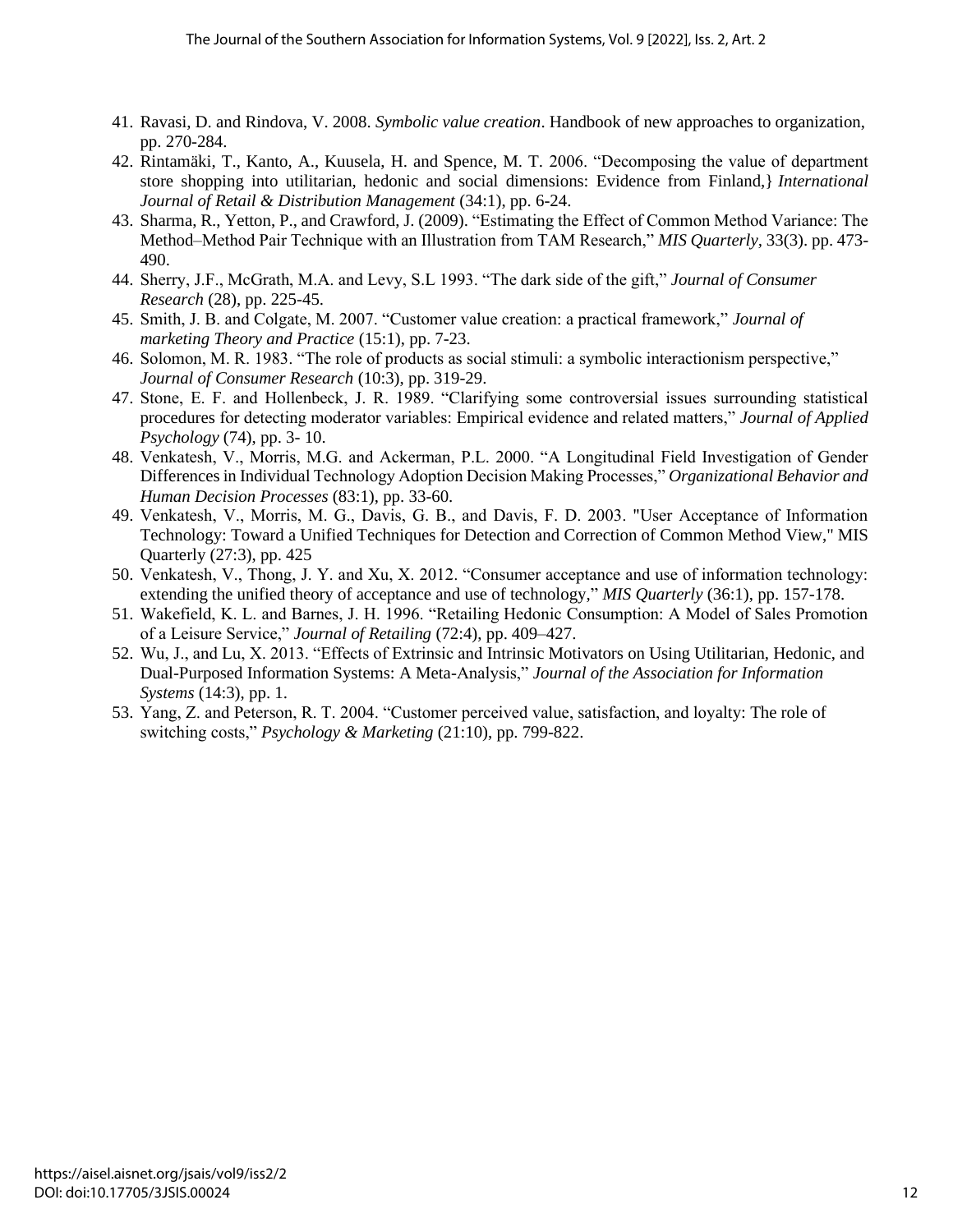41. Ravasi, D. and Rindova, V. 2008. *Symbolic value creation*. Handbook of new approaches to organization, pp. 270-284.
42. Rintamäki, T., Kanto, A., Kuusela, H. and Spence, M. T. 2006. "Decomposing the value of department store shopping into utilitarian, hedonic and social dimensions: Evidence from Finland,} *International Journal of Retail & Distribution Management* (34:1), pp. 6-24.
43. Sharma, R., Yetton, P., and Crawford, J. (2009). "Estimating the Effect of Common Method Variance: The Method–Method Pair Technique with an Illustration from TAM Research," *MIS Quarterly*, 33(3). pp. 473-490.
44. Sherry, J.F., McGrath, M.A. and Levy, S.L 1993. "The dark side of the gift," *Journal of Consumer Research* (28), pp. 225-45.
45. Smith, J. B. and Colgate, M. 2007. "Customer value creation: a practical framework," *Journal of marketing Theory and Practice* (15:1), pp. 7-23.
46. Solomon, M. R. 1983. "The role of products as social stimuli: a symbolic interactionism perspective," *Journal of Consumer Research* (10:3), pp. 319-29.
47. Stone, E. F. and Hollenbeck, J. R. 1989. "Clarifying some controversial issues surrounding statistical procedures for detecting moderator variables: Empirical evidence and related matters," *Journal of Applied Psychology* (74), pp. 3- 10.
48. Venkatesh, V., Morris, M.G. and Ackerman, P.L. 2000. "A Longitudinal Field Investigation of Gender Differences in Individual Technology Adoption Decision Making Processes," *Organizational Behavior and Human Decision Processes* (83:1), pp. 33-60.
49. Venkatesh, V., Morris, M. G., Davis, G. B., and Davis, F. D. 2003. "User Acceptance of Information Technology: Toward a Unified Techniques for Detection and Correction of Common Method View," MIS Quarterly (27:3), pp. 425
50. Venkatesh, V., Thong, J. Y. and Xu, X. 2012. "Consumer acceptance and use of information technology: extending the unified theory of acceptance and use of technology," *MIS Quarterly* (36:1), pp. 157-178.
51. Wakefield, K. L. and Barnes, J. H. 1996. "Retailing Hedonic Consumption: A Model of Sales Promotion of a Leisure Service," *Journal of Retailing* (72:4), pp. 409–427.
52. Wu, J., and Lu, X. 2013. "Effects of Extrinsic and Intrinsic Motivators on Using Utilitarian, Hedonic, and Dual-Purposed Information Systems: A Meta-Analysis," *Journal of the Association for Information Systems* (14:3), pp. 1.
53. Yang, Z. and Peterson, R. T. 2004. "Customer perceived value, satisfaction, and loyalty: The role of switching costs," *Psychology & Marketing* (21:10), pp. 799-822.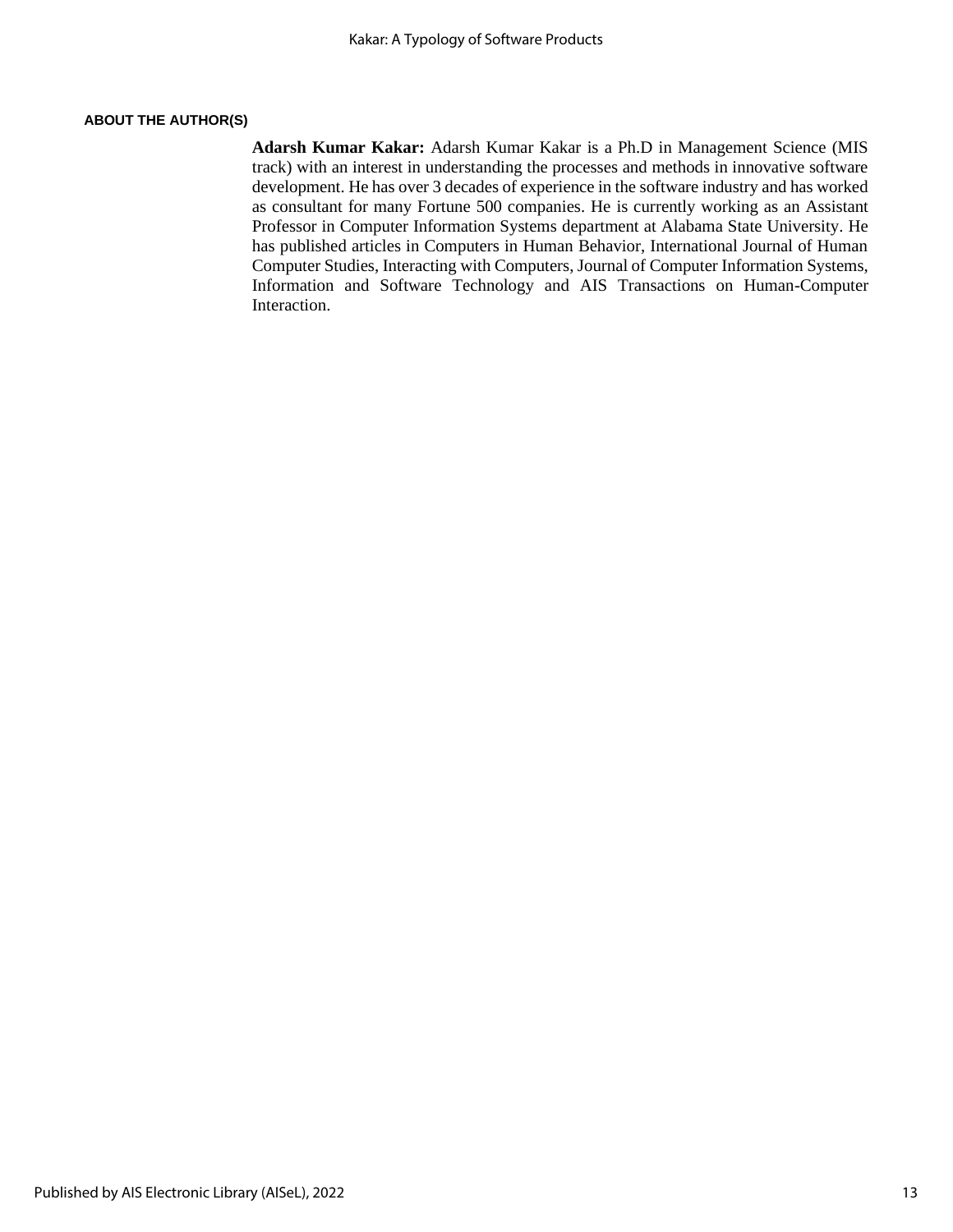## ABOUT THE AUTHOR(S)

**Adarsh Kumar Kakar:** Adarsh Kumar Kakar is a Ph.D in Management Science (MIS track) with an interest in understanding the processes and methods in innovative software development. He has over 3 decades of experience in the software industry and has worked as consultant for many Fortune 500 companies. He is currently working as an Assistant Professor in Computer Information Systems department at Alabama State University. He has published articles in Computers in Human Behavior, International Journal of Human Computer Studies, Interacting with Computers, Journal of Computer Information Systems, Information and Software Technology and AIS Transactions on Human-Computer Interaction.